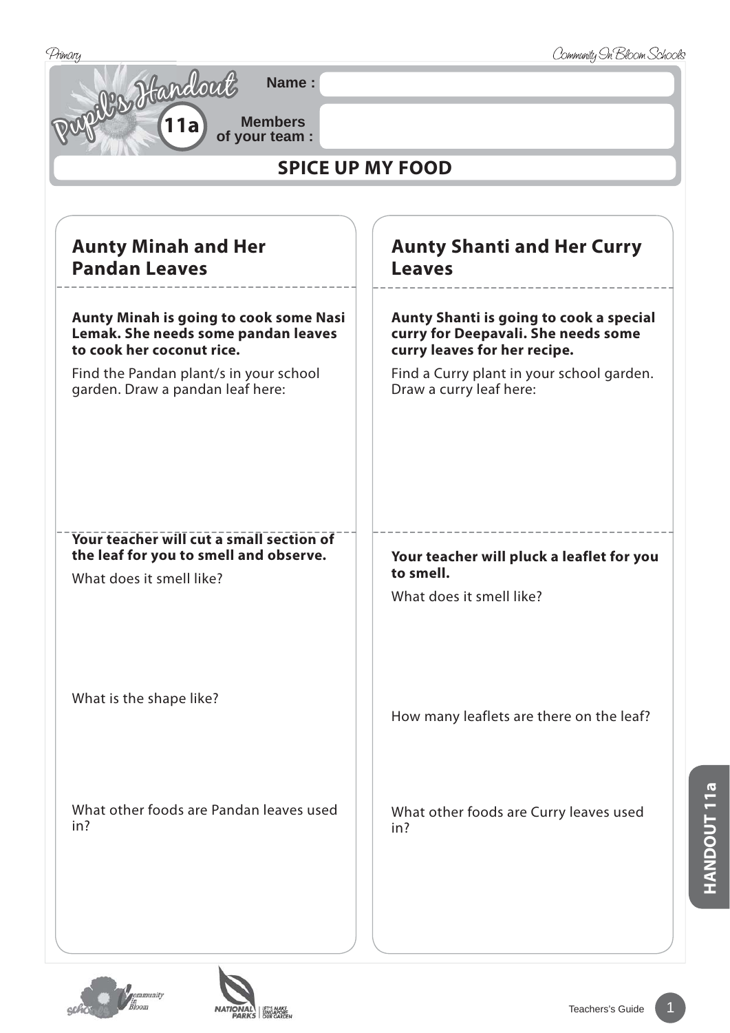Pupil's Handout 11a

Name :

Members of your team :

# SPICE UP MY FOOD

## Aunty Minah and Her Pandan Leaves

**Aunty Minah is going to cook some Nasi Lemak. She needs some pandan leaves to cook her coconut rice.**

Find the Pandan plant/s in your school garden. Draw a pandan leaf here:

**Your teacher will cut a small section of the leaf for you to smell and observe.**

What does it smell like?

What is the shape like?

What other foods are Pandan leaves used in?

## Aunty Shanti and Her Curry Leaves

**Aunty Shanti is going to cook a special curry for Deepavali. She needs some curry leaves for her recipe.**

Find a Curry plant in your school garden. Draw a curry leaf here:

**Your teacher will pluck a leaflet for you to smell.**

What does it smell like?

How many leaflets are there on the leaf?

What other foods are Curry leaves used in?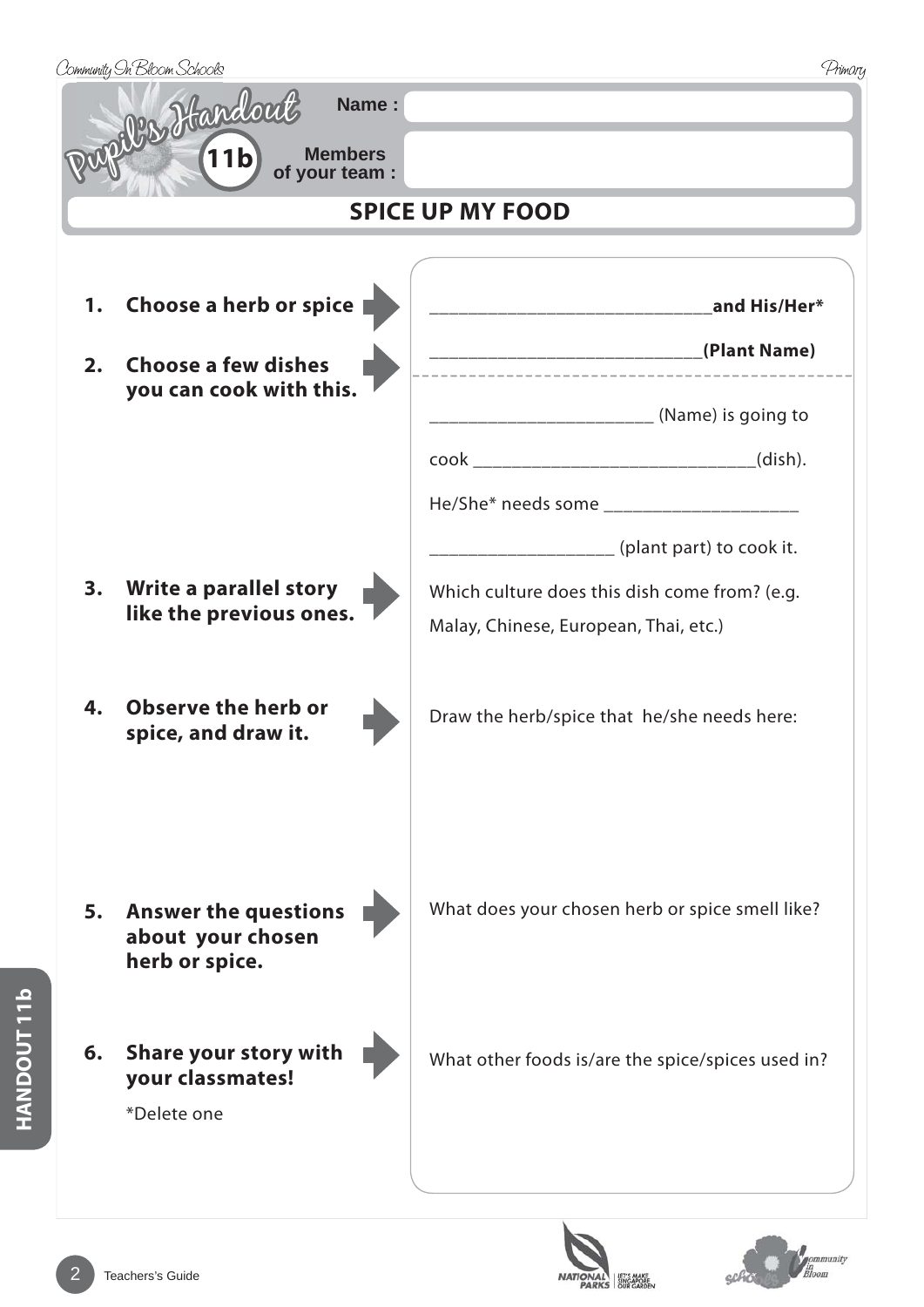Pupil's Handout 11b

Name :

Members of your team :

## SPICE UP MY FOOD

1. **Choose a herb or spice**

   ______________________________ **and His/Her***

   ______________________________ **(Plant Name)**

2. **Choose a few dishes you can cook with this.**

   ________________________ (Name) is going to

   cook ______________________________ (dish).

   He/She* needs some _____________________

   ____________________ (plant part) to cook it.

3. **Write a parallel story like the previous ones.**

   Which culture does this dish come from? (e.g. Malay, Chinese, European, Thai, etc.)

4. **Observe the herb or spice, and draw it.**

   Draw the herb/spice that he/she needs here:

5. **Answer the questions about your chosen herb or spice.**

   What does your chosen herb or spice smell like?

6. **Share your story with your classmates!**

   What other foods is/are the spice/spices used in?

*Delete one

HANDOUT 11b